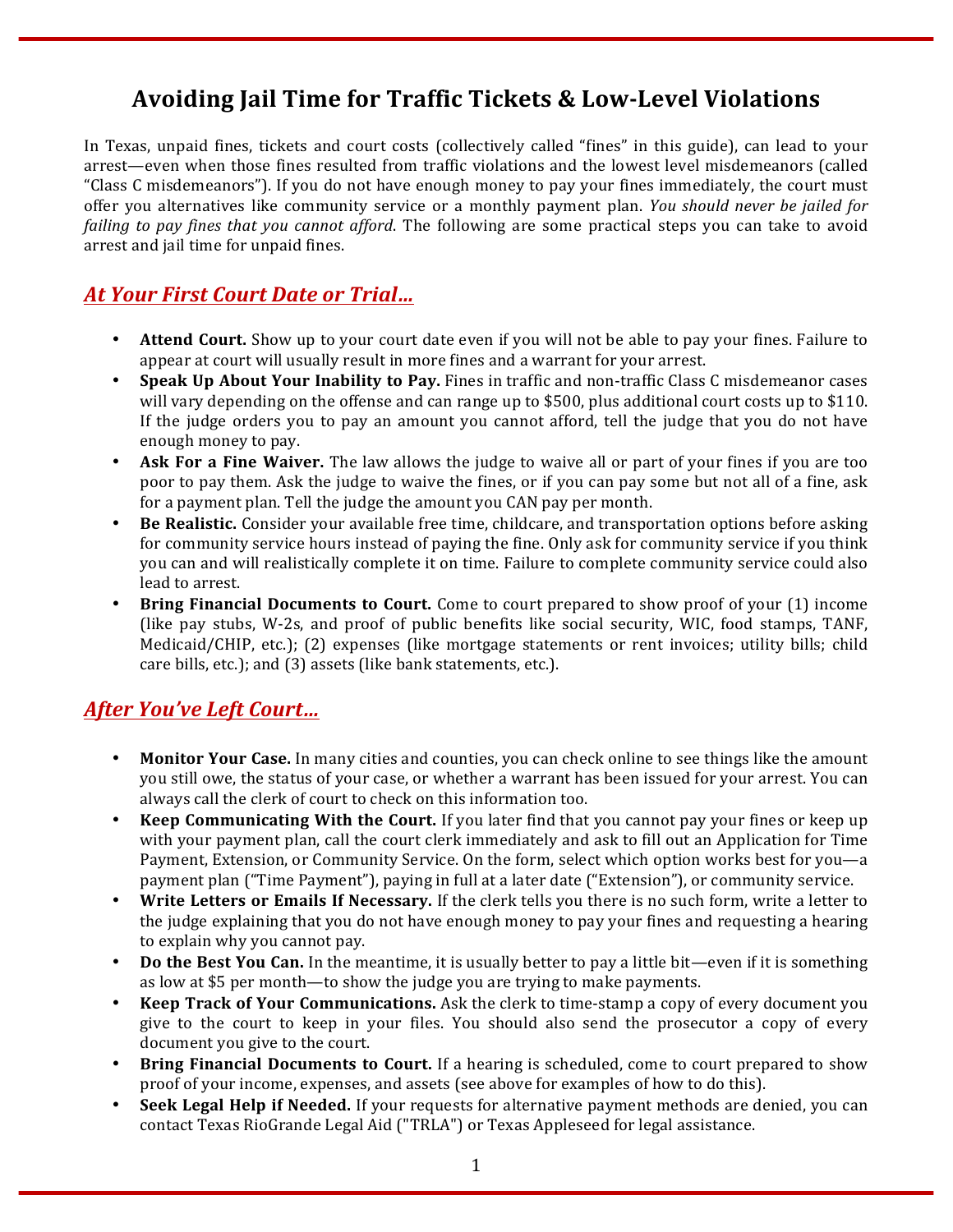# Avoiding Jail Time for Traffic Tickets & Low-Level Violations

In Texas, unpaid fines, tickets and court costs (collectively called "fines" in this guide), can lead to your arrest—even when those fines resulted from traffic violations and the lowest level misdemeanors (called "Class C misdemeanors"). If you do not have enough money to pay your fines immediately, the court must offer you alternatives like community service or a monthly payment plan. *You should never be jailed for failing to pay fines that you cannot afford*. The following are some practical steps you can take to avoid arrest and jail time for unpaid fines.

## *At Your First Court Date or Trial…*

- **Attend Court.** Show up to your court date even if you will not be able to pay your fines. Failure to appear at court will usually result in more fines and a warrant for your arrest.
- **Speak Up About Your Inability to Pay.** Fines in traffic and non-traffic Class C misdemeanor cases will vary depending on the offense and can range up to $500, plus additional court costs up to $110. If the judge orders you to pay an amount you cannot afford, tell the judge that you do not have enough money to pay.
- **Ask For a Fine Waiver.** The law allows the judge to waive all or part of your fines if you are too poor to pay them. Ask the judge to waive the fines, or if you can pay some but not all of a fine, ask for a payment plan. Tell the judge the amount you CAN pay per month.
- **Be Realistic.** Consider your available free time, childcare, and transportation options before asking for community service hours instead of paying the fine. Only ask for community service if you think you can and will realistically complete it on time. Failure to complete community service could also lead to arrest.
- **Bring Financial Documents to Court.** Come to court prepared to show proof of your (1) income (like pay stubs, W-2s, and proof of public benefits like social security, WIC, food stamps, TANF, Medicaid/CHIP, etc.); (2) expenses (like mortgage statements or rent invoices; utility bills; child care bills, etc.); and (3) assets (like bank statements, etc.).

## *After You've Left Court…*

- **Monitor Your Case.** In many cities and counties, you can check online to see things like the amount you still owe, the status of your case, or whether a warrant has been issued for your arrest. You can always call the clerk of court to check on this information too.
- **Keep Communicating With the Court.** If you later find that you cannot pay your fines or keep up with your payment plan, call the court clerk immediately and ask to fill out an Application for Time Payment, Extension, or Community Service. On the form, select which option works best for you—a payment plan ("Time Payment"), paying in full at a later date ("Extension"), or community service.
- **Write Letters or Emails If Necessary.** If the clerk tells you there is no such form, write a letter to the judge explaining that you do not have enough money to pay your fines and requesting a hearing to explain why you cannot pay.
- **Do the Best You Can.** In the meantime, it is usually better to pay a little bit—even if it is something as low at $5 per month—to show the judge you are trying to make payments.
- **Keep Track of Your Communications.** Ask the clerk to time-stamp a copy of every document you give to the court to keep in your files. You should also send the prosecutor a copy of every document you give to the court.
- **Bring Financial Documents to Court.** If a hearing is scheduled, come to court prepared to show proof of your income, expenses, and assets (see above for examples of how to do this).
- **Seek Legal Help if Needed.** If your requests for alternative payment methods are denied, you can contact Texas RioGrande Legal Aid ("TRLA") or Texas Appleseed for legal assistance.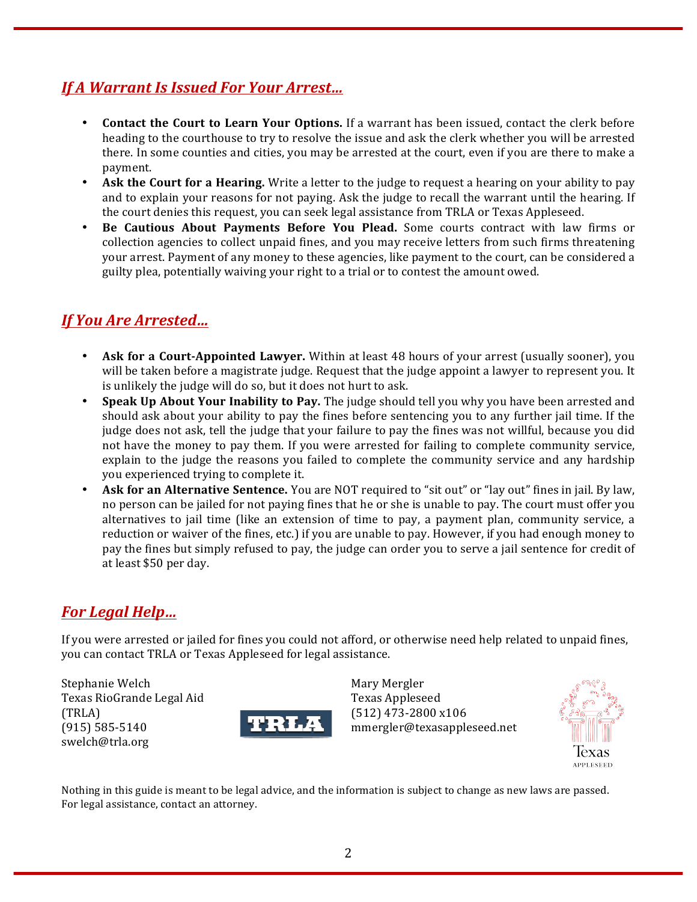## *If A Warrant Is Issued For Your Arrest...*

- **Contact the Court to Learn Your Options.** If a warrant has been issued, contact the clerk before heading to the courthouse to try to resolve the issue and ask the clerk whether you will be arrested there. In some counties and cities, you may be arrested at the court, even if you are there to make a payment.
- **Ask the Court for a Hearing.** Write a letter to the judge to request a hearing on your ability to pay and to explain your reasons for not paying. Ask the judge to recall the warrant until the hearing. If the court denies this request, you can seek legal assistance from TRLA or Texas Appleseed.
- **Be Cautious About Payments Before You Plead.** Some courts contract with law firms or collection agencies to collect unpaid fines, and you may receive letters from such firms threatening your arrest. Payment of any money to these agencies, like payment to the court, can be considered a guilty plea, potentially waiving your right to a trial or to contest the amount owed.

## *If You Are Arrested...*

- **Ask for a Court-Appointed Lawyer.** Within at least 48 hours of your arrest (usually sooner), you will be taken before a magistrate judge. Request that the judge appoint a lawyer to represent you. It is unlikely the judge will do so, but it does not hurt to ask.
- **Speak Up About Your Inability to Pay.** The judge should tell you why you have been arrested and should ask about your ability to pay the fines before sentencing you to any further jail time. If the judge does not ask, tell the judge that your failure to pay the fines was not willful, because you did not have the money to pay them. If you were arrested for failing to complete community service, explain to the judge the reasons you failed to complete the community service and any hardship you experienced trying to complete it.
- **Ask for an Alternative Sentence.** You are NOT required to "sit out" or "lay out" fines in jail. By law, no person can be jailed for not paying fines that he or she is unable to pay. The court must offer you alternatives to jail time (like an extension of time to pay, a payment plan, community service, a reduction or waiver of the fines, etc.) if you are unable to pay. However, if you had enough money to pay the fines but simply refused to pay, the judge can order you to serve a jail sentence for credit of at least $50 per day.

## *For Legal Help...*

If you were arrested or jailed for fines you could not afford, or otherwise need help related to unpaid fines, you can contact TRLA or Texas Appleseed for legal assistance.

Stephanie Welch
Texas RioGrande Legal Aid (TRLA)
(915) 585-5140
swelch@trla.org

TRLA

Mary Mergler
Texas Appleseed
(512) 473-2800 x106
mmergler@texasappleseed.net

Texas Appleseed

Nothing in this guide is meant to be legal advice, and the information is subject to change as new laws are passed. For legal assistance, contact an attorney.